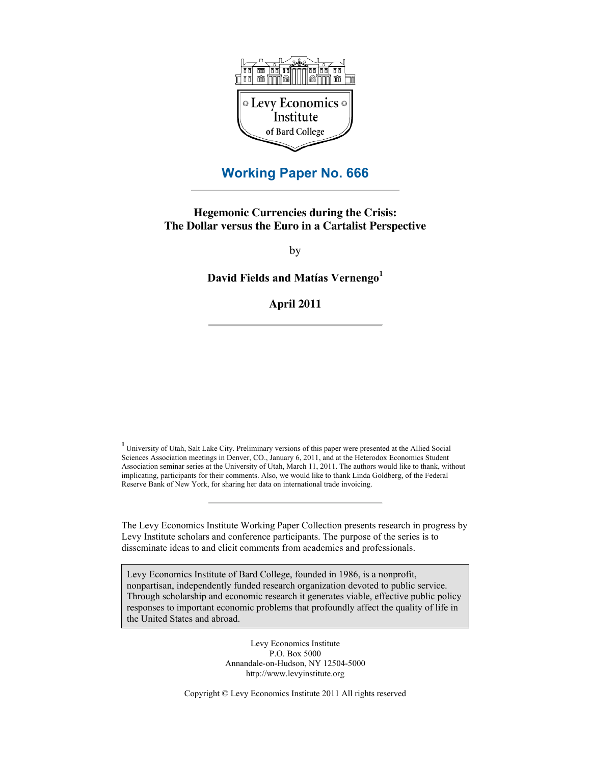Levy Economics Institute of Bard College

# Working Paper No. 666

## Hegemonic Currencies during the Crisis: The Dollar versus the Euro in a Cartalist Perspective

by

**David Fields and Matías Vernengo**[1]

**April 2011**

[1] University of Utah, Salt Lake City. Preliminary versions of this paper were presented at the Allied Social Sciences Association meetings in Denver, CO., January 6, 2011, and at the Heterodox Economics Student Association seminar series at the University of Utah, March 11, 2011. The authors would like to thank, without implicating, participants for their comments. Also, we would like to thank Linda Goldberg, of the Federal Reserve Bank of New York, for sharing her data on international trade invoicing.

The Levy Economics Institute Working Paper Collection presents research in progress by Levy Institute scholars and conference participants. The purpose of the series is to disseminate ideas to and elicit comments from academics and professionals.

Levy Economics Institute of Bard College, founded in 1986, is a nonprofit, nonpartisan, independently funded research organization devoted to public service. Through scholarship and economic research it generates viable, effective public policy responses to important economic problems that profoundly affect the quality of life in the United States and abroad.

Levy Economics Institute
P.O. Box 5000
Annandale-on-Hudson, NY 12504-5000
http://www.levyinstitute.org

Copyright © Levy Economics Institute 2011 All rights reserved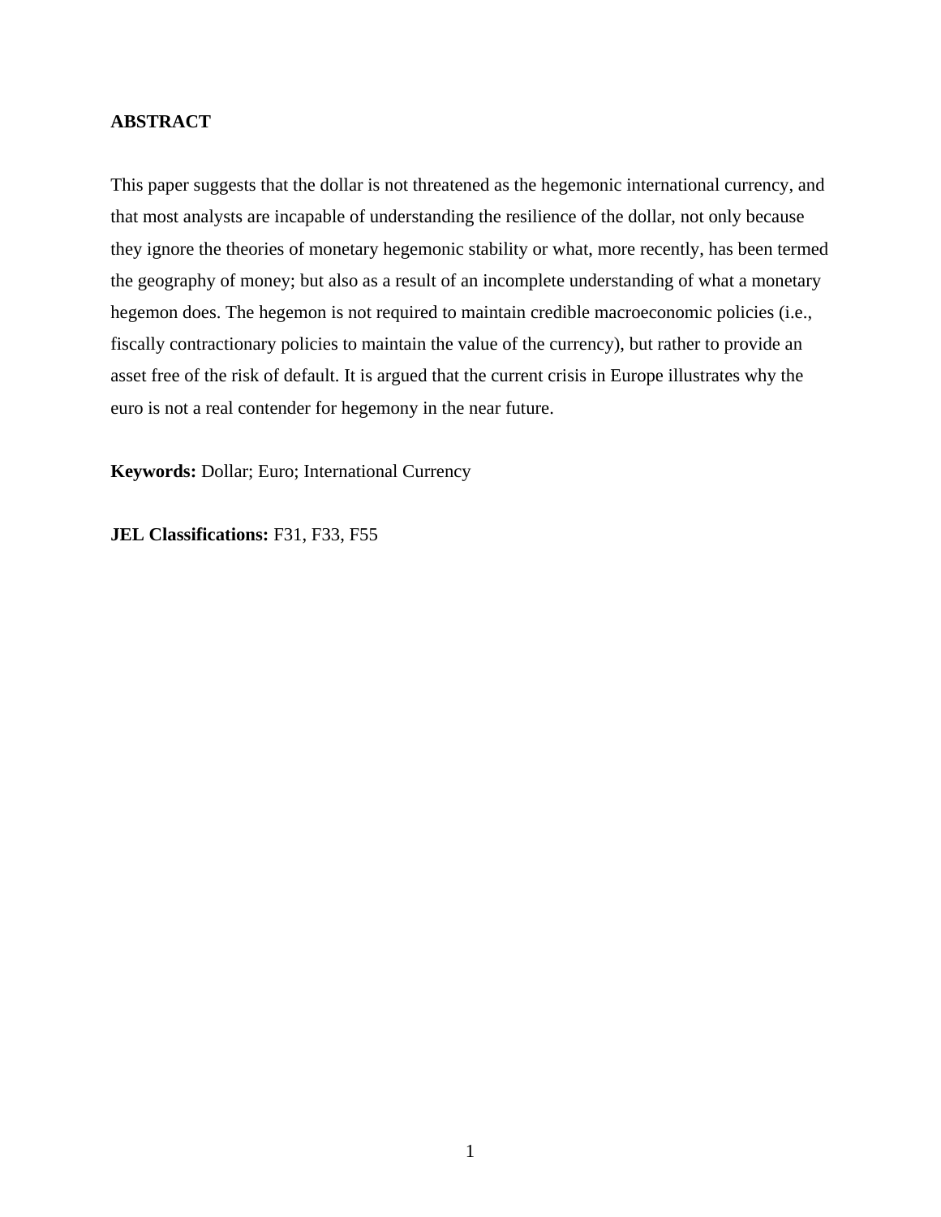**ABSTRACT**

This paper suggests that the dollar is not threatened as the hegemonic international currency, and that most analysts are incapable of understanding the resilience of the dollar, not only because they ignore the theories of monetary hegemonic stability or what, more recently, has been termed the geography of money; but also as a result of an incomplete understanding of what a monetary hegemon does. The hegemon is not required to maintain credible macroeconomic policies (i.e., fiscally contractionary policies to maintain the value of the currency), but rather to provide an asset free of the risk of default. It is argued that the current crisis in Europe illustrates why the euro is not a real contender for hegemony in the near future.

**Keywords:** Dollar; Euro; International Currency

**JEL Classifications:** F31, F33, F55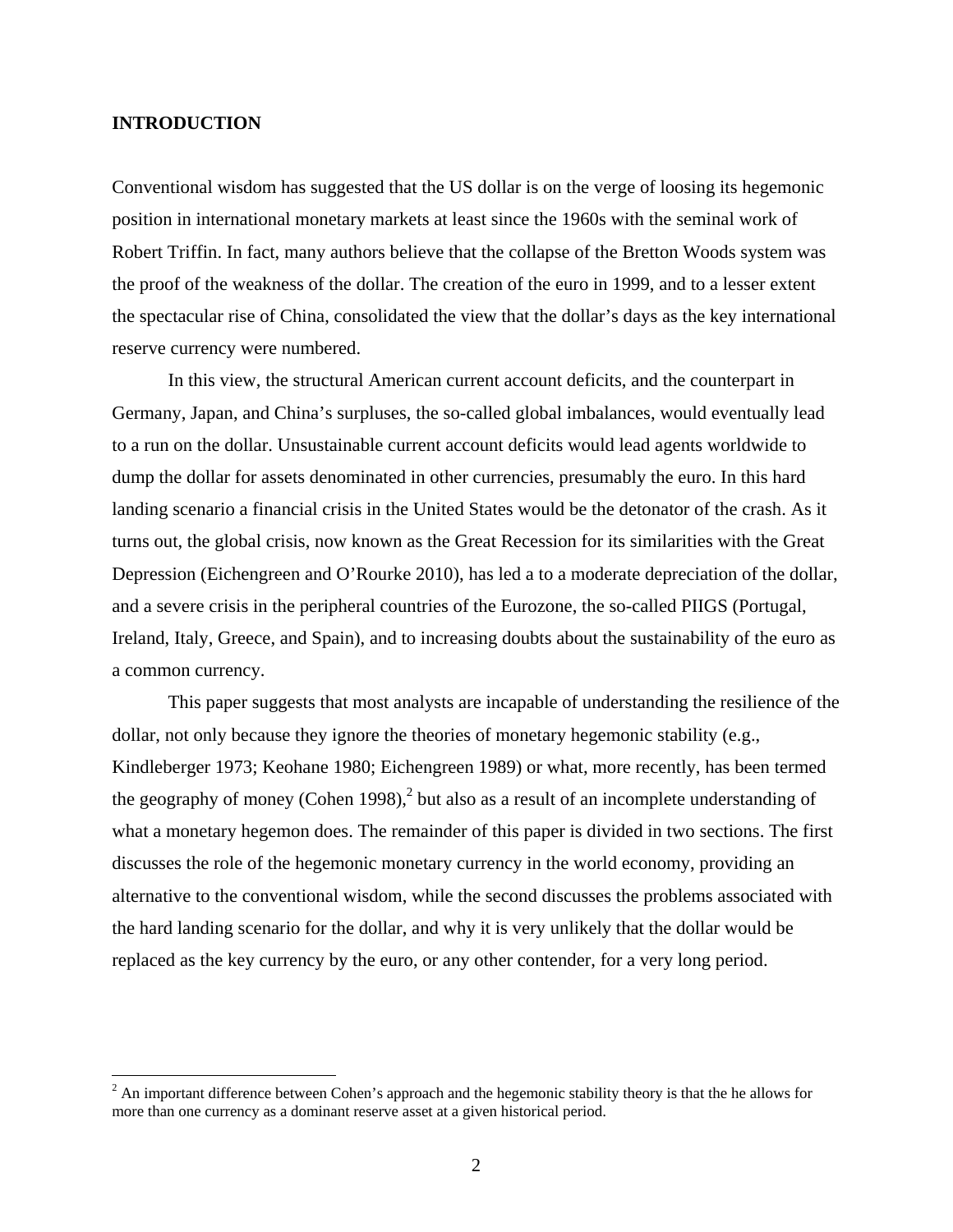## INTRODUCTION

Conventional wisdom has suggested that the US dollar is on the verge of loosing its hegemonic position in international monetary markets at least since the 1960s with the seminal work of Robert Triffin. In fact, many authors believe that the collapse of the Bretton Woods system was the proof of the weakness of the dollar. The creation of the euro in 1999, and to a lesser extent the spectacular rise of China, consolidated the view that the dollar's days as the key international reserve currency were numbered.

In this view, the structural American current account deficits, and the counterpart in Germany, Japan, and China's surpluses, the so-called global imbalances, would eventually lead to a run on the dollar. Unsustainable current account deficits would lead agents worldwide to dump the dollar for assets denominated in other currencies, presumably the euro. In this hard landing scenario a financial crisis in the United States would be the detonator of the crash. As it turns out, the global crisis, now known as the Great Recession for its similarities with the Great Depression (Eichengreen and O'Rourke 2010), has led a to a moderate depreciation of the dollar, and a severe crisis in the peripheral countries of the Eurozone, the so-called PIIGS (Portugal, Ireland, Italy, Greece, and Spain), and to increasing doubts about the sustainability of the euro as a common currency.

This paper suggests that most analysts are incapable of understanding the resilience of the dollar, not only because they ignore the theories of monetary hegemonic stability (e.g., Kindleberger 1973; Keohane 1980; Eichengreen 1989) or what, more recently, has been termed the geography of money (Cohen 1998),[2] but also as a result of an incomplete understanding of what a monetary hegemon does. The remainder of this paper is divided in two sections. The first discusses the role of the hegemonic monetary currency in the world economy, providing an alternative to the conventional wisdom, while the second discusses the problems associated with the hard landing scenario for the dollar, and why it is very unlikely that the dollar would be replaced as the key currency by the euro, or any other contender, for a very long period.

[2] An important difference between Cohen's approach and the hegemonic stability theory is that the he allows for more than one currency as a dominant reserve asset at a given historical period.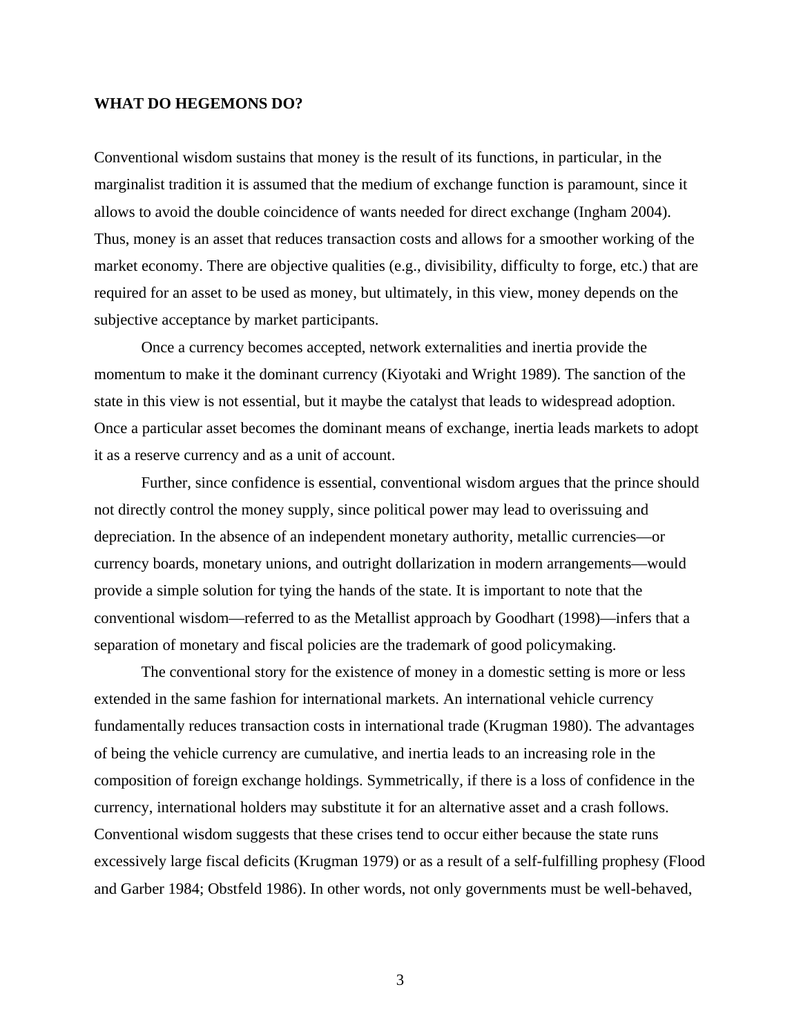**WHAT DO HEGEMONS DO?**

Conventional wisdom sustains that money is the result of its functions, in particular, in the marginalist tradition it is assumed that the medium of exchange function is paramount, since it allows to avoid the double coincidence of wants needed for direct exchange (Ingham 2004). Thus, money is an asset that reduces transaction costs and allows for a smoother working of the market economy. There are objective qualities (e.g., divisibility, difficulty to forge, etc.) that are required for an asset to be used as money, but ultimately, in this view, money depends on the subjective acceptance by market participants.

Once a currency becomes accepted, network externalities and inertia provide the momentum to make it the dominant currency (Kiyotaki and Wright 1989). The sanction of the state in this view is not essential, but it maybe the catalyst that leads to widespread adoption. Once a particular asset becomes the dominant means of exchange, inertia leads markets to adopt it as a reserve currency and as a unit of account.

Further, since confidence is essential, conventional wisdom argues that the prince should not directly control the money supply, since political power may lead to overissuing and depreciation. In the absence of an independent monetary authority, metallic currencies—or currency boards, monetary unions, and outright dollarization in modern arrangements—would provide a simple solution for tying the hands of the state. It is important to note that the conventional wisdom—referred to as the Metallist approach by Goodhart (1998)—infers that a separation of monetary and fiscal policies are the trademark of good policymaking.

The conventional story for the existence of money in a domestic setting is more or less extended in the same fashion for international markets. An international vehicle currency fundamentally reduces transaction costs in international trade (Krugman 1980). The advantages of being the vehicle currency are cumulative, and inertia leads to an increasing role in the composition of foreign exchange holdings. Symmetrically, if there is a loss of confidence in the currency, international holders may substitute it for an alternative asset and a crash follows. Conventional wisdom suggests that these crises tend to occur either because the state runs excessively large fiscal deficits (Krugman 1979) or as a result of a self-fulfilling prophesy (Flood and Garber 1984; Obstfeld 1986). In other words, not only governments must be well-behaved,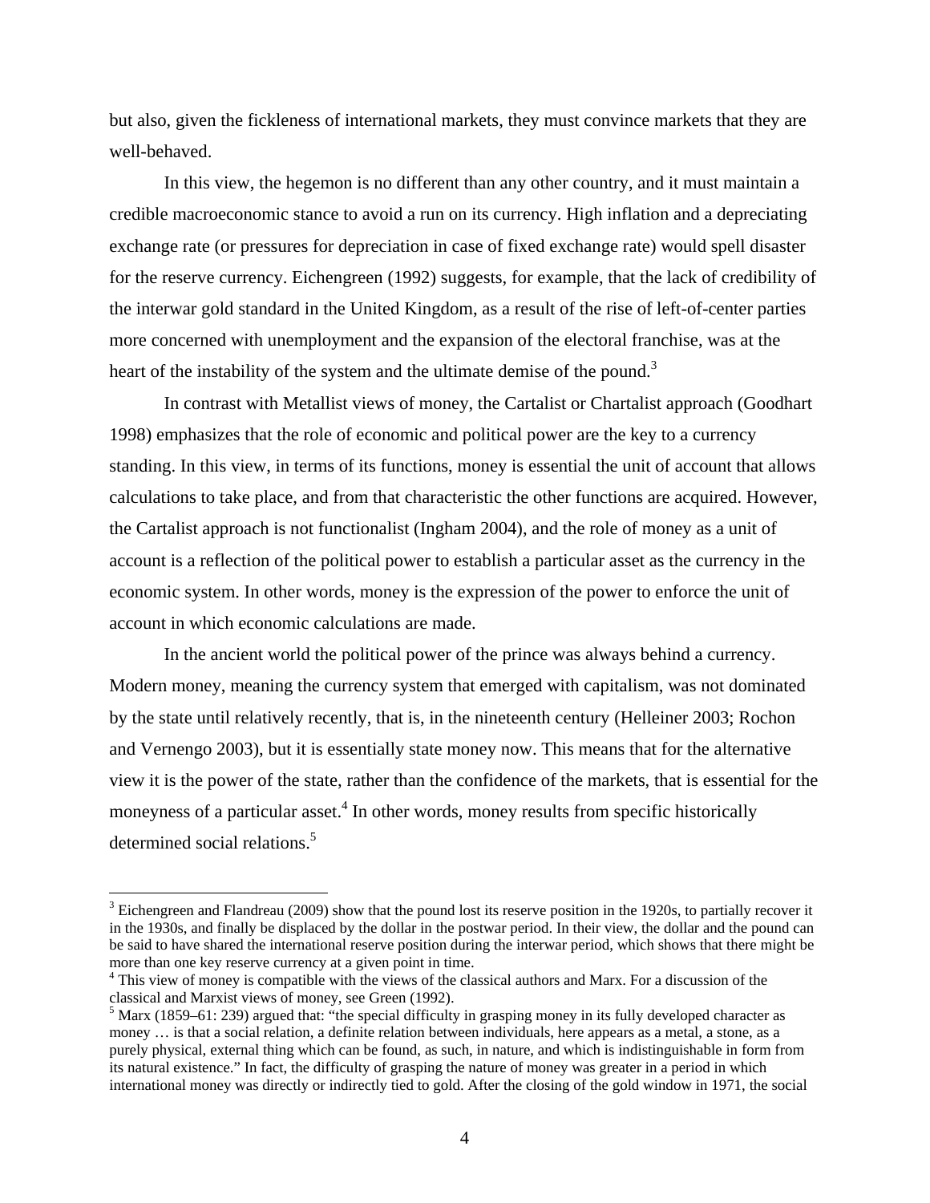but also, given the fickleness of international markets, they must convince markets that they are well-behaved.

In this view, the hegemon is no different than any other country, and it must maintain a credible macroeconomic stance to avoid a run on its currency. High inflation and a depreciating exchange rate (or pressures for depreciation in case of fixed exchange rate) would spell disaster for the reserve currency. Eichengreen (1992) suggests, for example, that the lack of credibility of the interwar gold standard in the United Kingdom, as a result of the rise of left-of-center parties more concerned with unemployment and the expansion of the electoral franchise, was at the heart of the instability of the system and the ultimate demise of the pound.[3]

In contrast with Metallist views of money, the Cartalist or Chartalist approach (Goodhart 1998) emphasizes that the role of economic and political power are the key to a currency standing. In this view, in terms of its functions, money is essential the unit of account that allows calculations to take place, and from that characteristic the other functions are acquired. However, the Cartalist approach is not functionalist (Ingham 2004), and the role of money as a unit of account is a reflection of the political power to establish a particular asset as the currency in the economic system. In other words, money is the expression of the power to enforce the unit of account in which economic calculations are made.

In the ancient world the political power of the prince was always behind a currency. Modern money, meaning the currency system that emerged with capitalism, was not dominated by the state until relatively recently, that is, in the nineteenth century (Helleiner 2003; Rochon and Vernengo 2003), but it is essentially state money now. This means that for the alternative view it is the power of the state, rather than the confidence of the markets, that is essential for the moneyness of a particular asset.[4] In other words, money results from specific historically determined social relations.[5]

---

[3] Eichengreen and Flandreau (2009) show that the pound lost its reserve position in the 1920s, to partially recover it in the 1930s, and finally be displaced by the dollar in the postwar period. In their view, the dollar and the pound can be said to have shared the international reserve position during the interwar period, which shows that there might be more than one key reserve currency at a given point in time.

[4] This view of money is compatible with the views of the classical authors and Marx. For a discussion of the classical and Marxist views of money, see Green (1992).

[5] Marx (1859–61: 239) argued that: "the special difficulty in grasping money in its fully developed character as money … is that a social relation, a definite relation between individuals, here appears as a metal, a stone, as a purely physical, external thing which can be found, as such, in nature, and which is indistinguishable in form from its natural existence." In fact, the difficulty of grasping the nature of money was greater in a period in which international money was directly or indirectly tied to gold. After the closing of the gold window in 1971, the social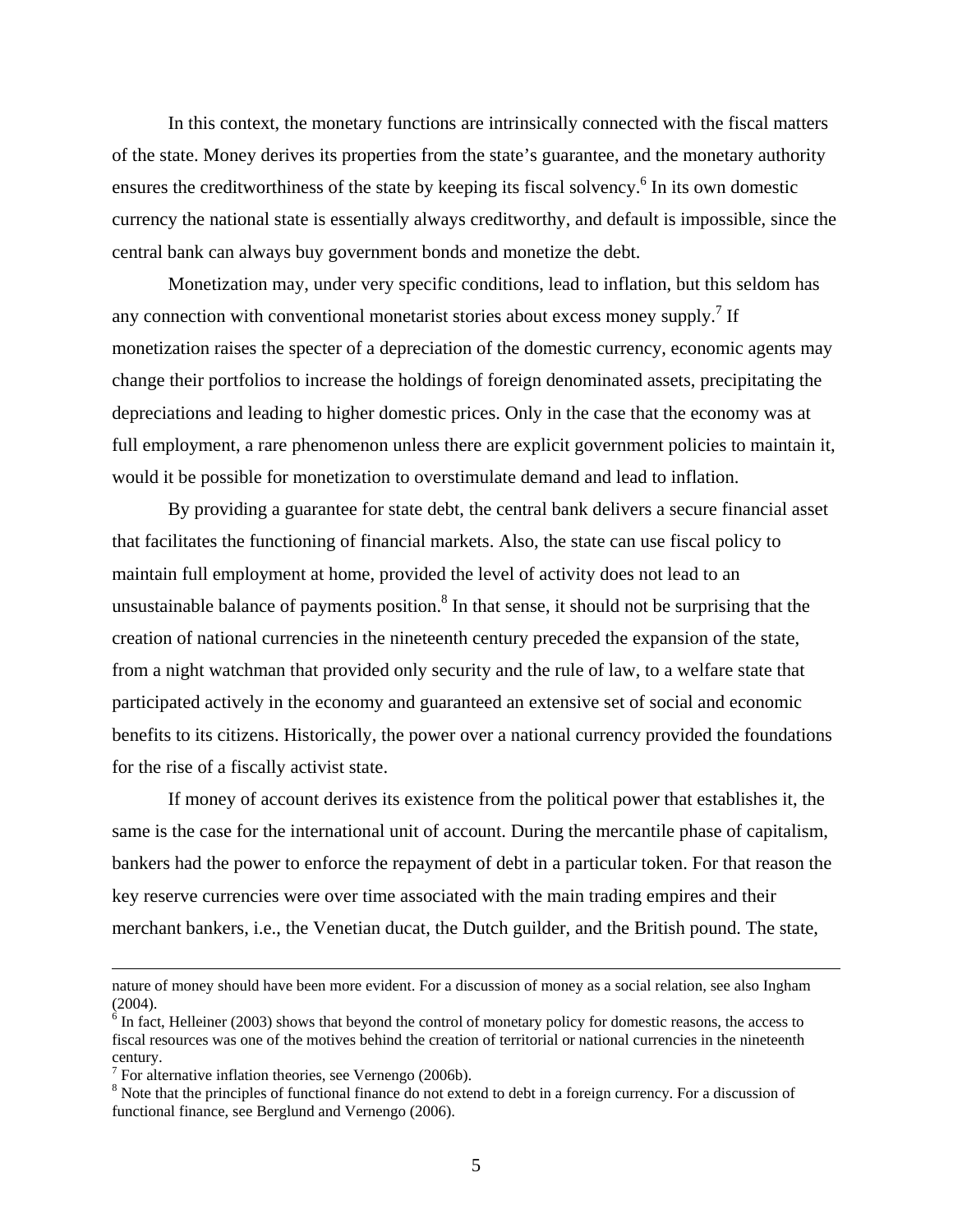In this context, the monetary functions are intrinsically connected with the fiscal matters of the state. Money derives its properties from the state's guarantee, and the monetary authority ensures the creditworthiness of the state by keeping its fiscal solvency.[6] In its own domestic currency the national state is essentially always creditworthy, and default is impossible, since the central bank can always buy government bonds and monetize the debt.

Monetization may, under very specific conditions, lead to inflation, but this seldom has any connection with conventional monetarist stories about excess money supply.[7] If monetization raises the specter of a depreciation of the domestic currency, economic agents may change their portfolios to increase the holdings of foreign denominated assets, precipitating the depreciations and leading to higher domestic prices. Only in the case that the economy was at full employment, a rare phenomenon unless there are explicit government policies to maintain it, would it be possible for monetization to overstimulate demand and lead to inflation.

By providing a guarantee for state debt, the central bank delivers a secure financial asset that facilitates the functioning of financial markets. Also, the state can use fiscal policy to maintain full employment at home, provided the level of activity does not lead to an unsustainable balance of payments position.[8] In that sense, it should not be surprising that the creation of national currencies in the nineteenth century preceded the expansion of the state, from a night watchman that provided only security and the rule of law, to a welfare state that participated actively in the economy and guaranteed an extensive set of social and economic benefits to its citizens. Historically, the power over a national currency provided the foundations for the rise of a fiscally activist state.

If money of account derives its existence from the political power that establishes it, the same is the case for the international unit of account. During the mercantile phase of capitalism, bankers had the power to enforce the repayment of debt in a particular token. For that reason the key reserve currencies were over time associated with the main trading empires and their merchant bankers, i.e., the Venetian ducat, the Dutch guilder, and the British pound. The state,

---

nature of money should have been more evident. For a discussion of money as a social relation, see also Ingham (2004).

[6] In fact, Helleiner (2003) shows that beyond the control of monetary policy for domestic reasons, the access to fiscal resources was one of the motives behind the creation of territorial or national currencies in the nineteenth century.

[7] For alternative inflation theories, see Vernengo (2006b).

[8] Note that the principles of functional finance do not extend to debt in a foreign currency. For a discussion of functional finance, see Berglund and Vernengo (2006).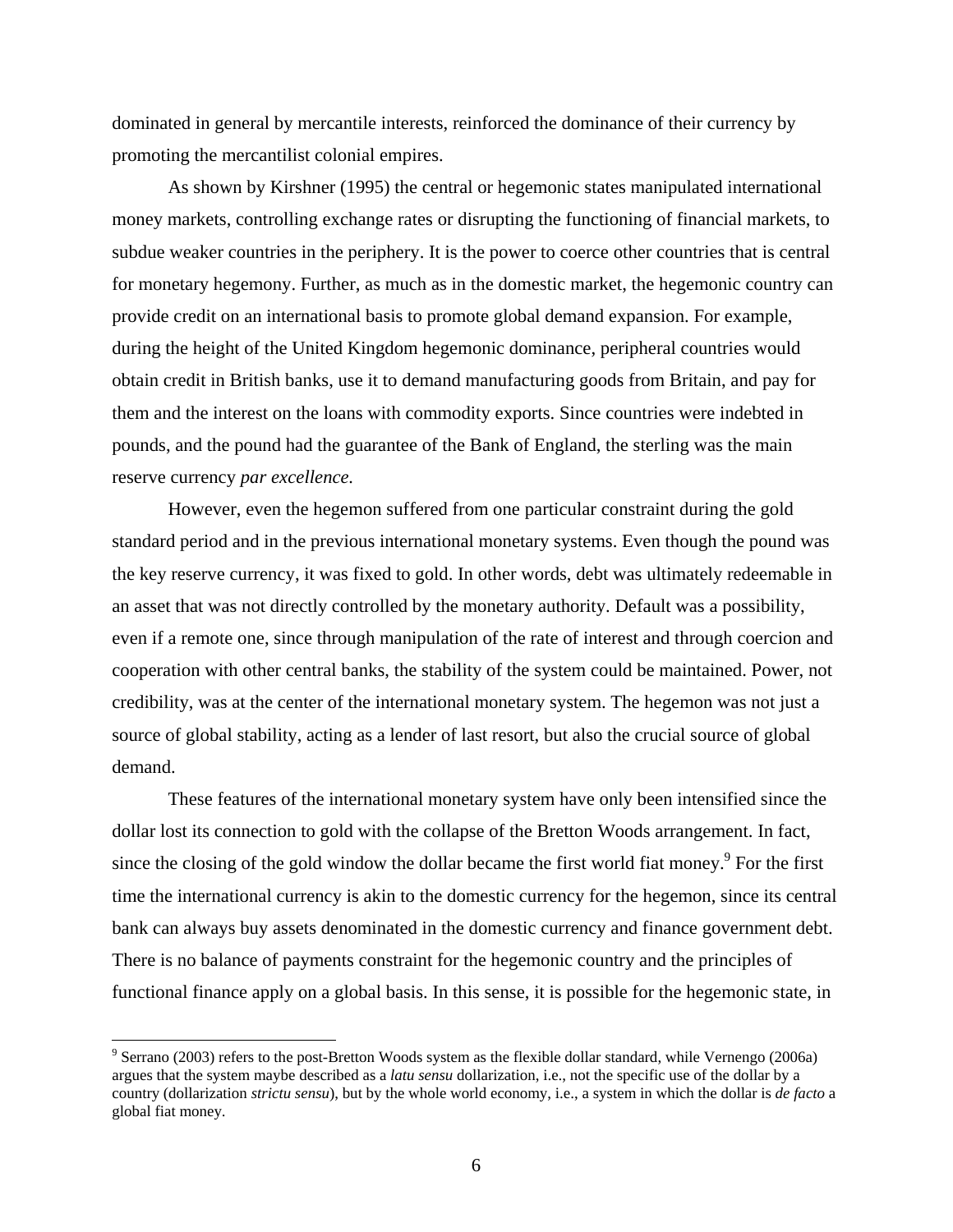dominated in general by mercantile interests, reinforced the dominance of their currency by promoting the mercantilist colonial empires.

As shown by Kirshner (1995) the central or hegemonic states manipulated international money markets, controlling exchange rates or disrupting the functioning of financial markets, to subdue weaker countries in the periphery. It is the power to coerce other countries that is central for monetary hegemony. Further, as much as in the domestic market, the hegemonic country can provide credit on an international basis to promote global demand expansion. For example, during the height of the United Kingdom hegemonic dominance, peripheral countries would obtain credit in British banks, use it to demand manufacturing goods from Britain, and pay for them and the interest on the loans with commodity exports. Since countries were indebted in pounds, and the pound had the guarantee of the Bank of England, the sterling was the main reserve currency *par excellence.*

However, even the hegemon suffered from one particular constraint during the gold standard period and in the previous international monetary systems. Even though the pound was the key reserve currency, it was fixed to gold. In other words, debt was ultimately redeemable in an asset that was not directly controlled by the monetary authority. Default was a possibility, even if a remote one, since through manipulation of the rate of interest and through coercion and cooperation with other central banks, the stability of the system could be maintained. Power, not credibility, was at the center of the international monetary system. The hegemon was not just a source of global stability, acting as a lender of last resort, but also the crucial source of global demand.

These features of the international monetary system have only been intensified since the dollar lost its connection to gold with the collapse of the Bretton Woods arrangement. In fact, since the closing of the gold window the dollar became the first world fiat money.[9] For the first time the international currency is akin to the domestic currency for the hegemon, since its central bank can always buy assets denominated in the domestic currency and finance government debt. There is no balance of payments constraint for the hegemonic country and the principles of functional finance apply on a global basis. In this sense, it is possible for the hegemonic state, in

[9] Serrano (2003) refers to the post-Bretton Woods system as the flexible dollar standard, while Vernengo (2006a) argues that the system maybe described as a *latu sensu* dollarization, i.e., not the specific use of the dollar by a country (dollarization *strictu sensu*), but by the whole world economy, i.e., a system in which the dollar is *de facto* a global fiat money.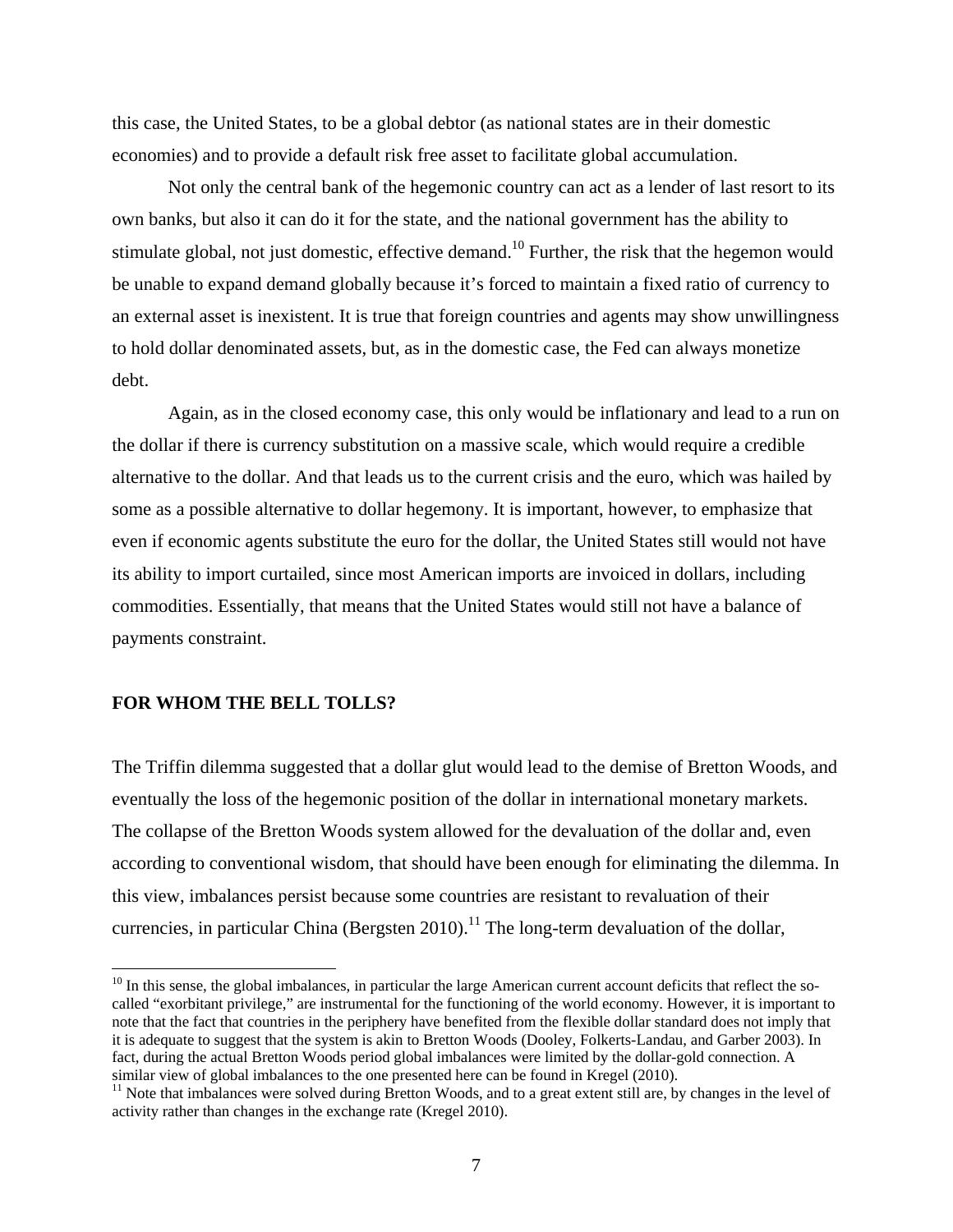this case, the United States, to be a global debtor (as national states are in their domestic economies) and to provide a default risk free asset to facilitate global accumulation.

Not only the central bank of the hegemonic country can act as a lender of last resort to its own banks, but also it can do it for the state, and the national government has the ability to stimulate global, not just domestic, effective demand.[10] Further, the risk that the hegemon would be unable to expand demand globally because it's forced to maintain a fixed ratio of currency to an external asset is inexistent. It is true that foreign countries and agents may show unwillingness to hold dollar denominated assets, but, as in the domestic case, the Fed can always monetize debt.

Again, as in the closed economy case, this only would be inflationary and lead to a run on the dollar if there is currency substitution on a massive scale, which would require a credible alternative to the dollar. And that leads us to the current crisis and the euro, which was hailed by some as a possible alternative to dollar hegemony. It is important, however, to emphasize that even if economic agents substitute the euro for the dollar, the United States still would not have its ability to import curtailed, since most American imports are invoiced in dollars, including commodities. Essentially, that means that the United States would still not have a balance of payments constraint.

## FOR WHOM THE BELL TOLLS?

The Triffin dilemma suggested that a dollar glut would lead to the demise of Bretton Woods, and eventually the loss of the hegemonic position of the dollar in international monetary markets. The collapse of the Bretton Woods system allowed for the devaluation of the dollar and, even according to conventional wisdom, that should have been enough for eliminating the dilemma. In this view, imbalances persist because some countries are resistant to revaluation of their currencies, in particular China (Bergsten 2010).[11] The long-term devaluation of the dollar,

---

[10] In this sense, the global imbalances, in particular the large American current account deficits that reflect the so-called "exorbitant privilege," are instrumental for the functioning of the world economy. However, it is important to note that the fact that countries in the periphery have benefited from the flexible dollar standard does not imply that it is adequate to suggest that the system is akin to Bretton Woods (Dooley, Folkerts-Landau, and Garber 2003). In fact, during the actual Bretton Woods period global imbalances were limited by the dollar-gold connection. A similar view of global imbalances to the one presented here can be found in Kregel (2010).

[11] Note that imbalances were solved during Bretton Woods, and to a great extent still are, by changes in the level of activity rather than changes in the exchange rate (Kregel 2010).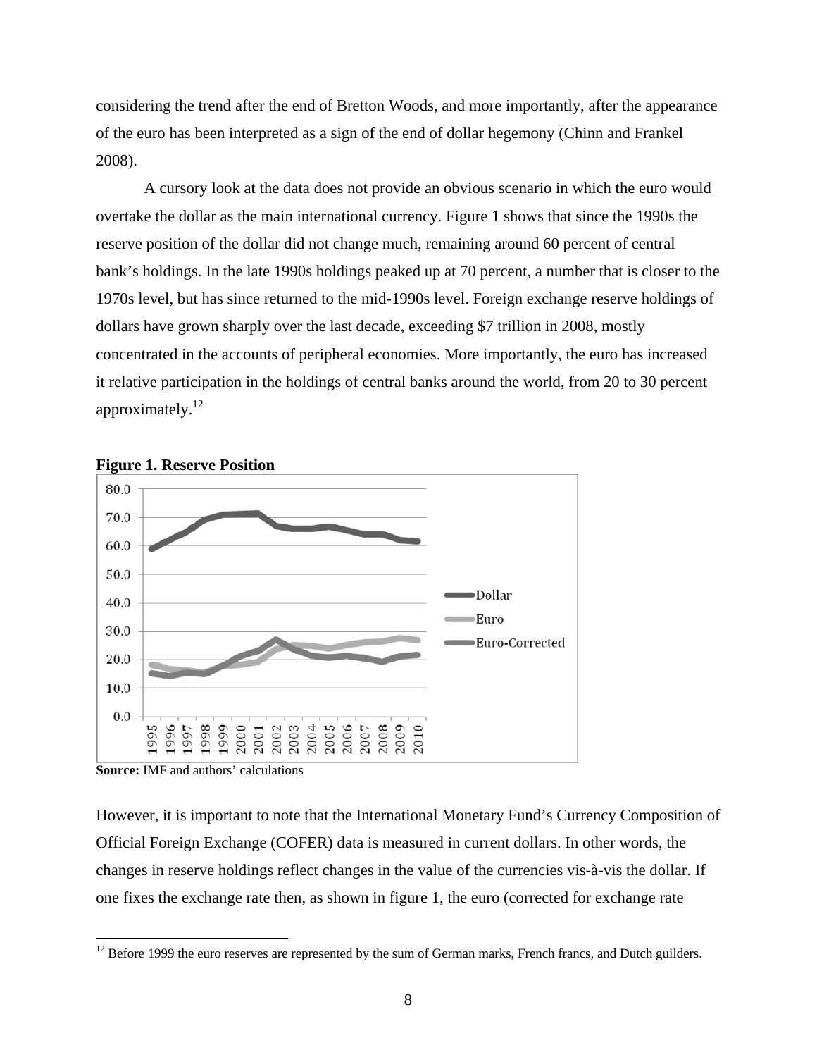considering the trend after the end of Bretton Woods, and more importantly, after the appearance of the euro has been interpreted as a sign of the end of dollar hegemony (Chinn and Frankel 2008).

A cursory look at the data does not provide an obvious scenario in which the euro would overtake the dollar as the main international currency. Figure 1 shows that since the 1990s the reserve position of the dollar did not change much, remaining around 60 percent of central bank's holdings. In the late 1990s holdings peaked up at 70 percent, a number that is closer to the 1970s level, but has since returned to the mid-1990s level. Foreign exchange reserve holdings of dollars have grown sharply over the last decade, exceeding $7 trillion in 2008, mostly concentrated in the accounts of peripheral economies. More importantly, the euro has increased it relative participation in the holdings of central banks around the world, from 20 to 30 percent approximately.[12]

**Figure 1. Reserve Position**

**Source:** IMF and authors' calculations

However, it is important to note that the International Monetary Fund's Currency Composition of Official Foreign Exchange (COFER) data is measured in current dollars. In other words, the changes in reserve holdings reflect changes in the value of the currencies vis-à-vis the dollar. If one fixes the exchange rate then, as shown in figure 1, the euro (corrected for exchange rate

---

[12] Before 1999 the euro reserves are represented by the sum of German marks, French francs, and Dutch guilders.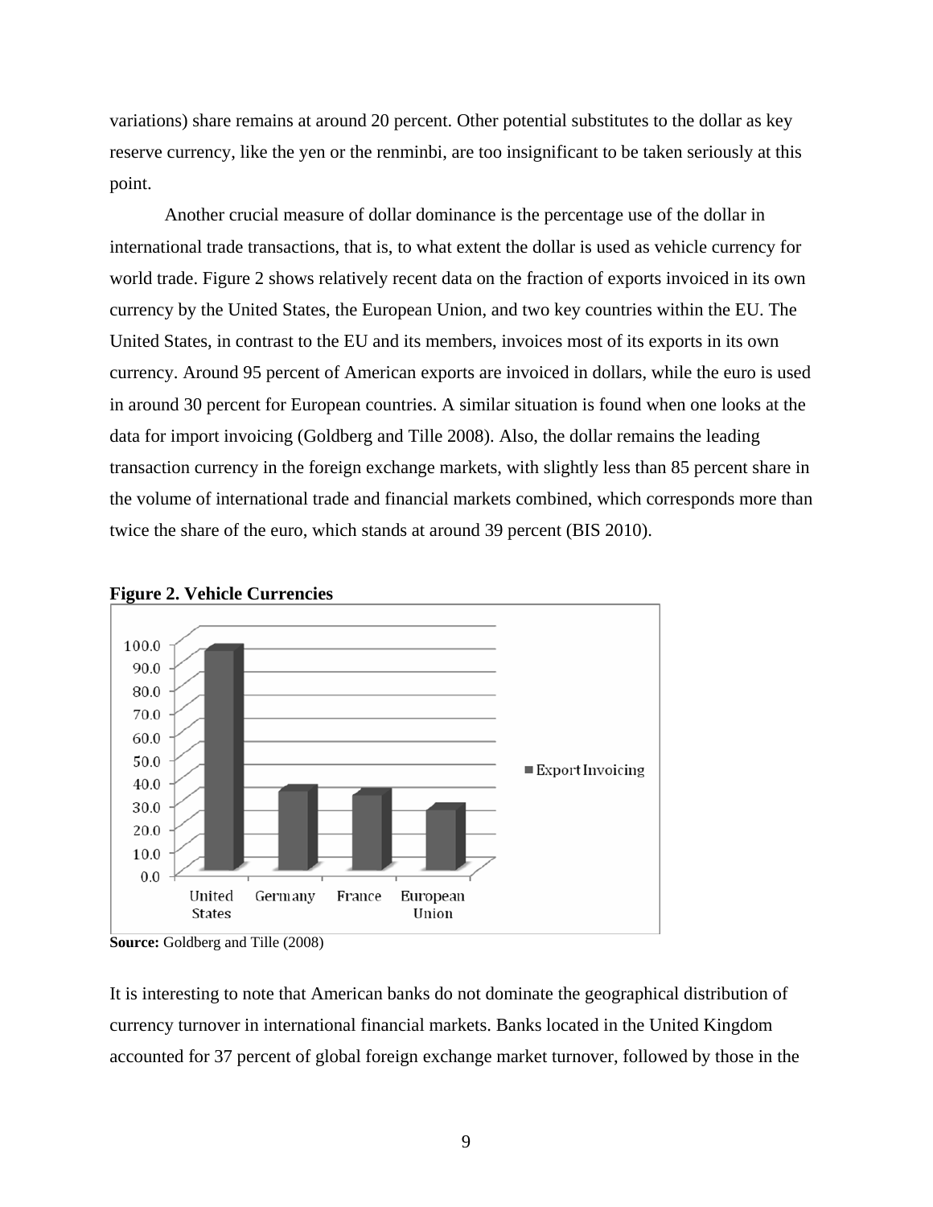variations) share remains at around 20 percent. Other potential substitutes to the dollar as key reserve currency, like the yen or the renminbi, are too insignificant to be taken seriously at this point.

Another crucial measure of dollar dominance is the percentage use of the dollar in international trade transactions, that is, to what extent the dollar is used as vehicle currency for world trade. Figure 2 shows relatively recent data on the fraction of exports invoiced in its own currency by the United States, the European Union, and two key countries within the EU. The United States, in contrast to the EU and its members, invoices most of its exports in its own currency. Around 95 percent of American exports are invoiced in dollars, while the euro is used in around 30 percent for European countries. A similar situation is found when one looks at the data for import invoicing (Goldberg and Tille 2008). Also, the dollar remains the leading transaction currency in the foreign exchange markets, with slightly less than 85 percent share in the volume of international trade and financial markets combined, which corresponds more than twice the share of the euro, which stands at around 39 percent (BIS 2010).

**Figure 2. Vehicle Currencies**

**Source:** Goldberg and Tille (2008)

It is interesting to note that American banks do not dominate the geographical distribution of currency turnover in international financial markets. Banks located in the United Kingdom accounted for 37 percent of global foreign exchange market turnover, followed by those in the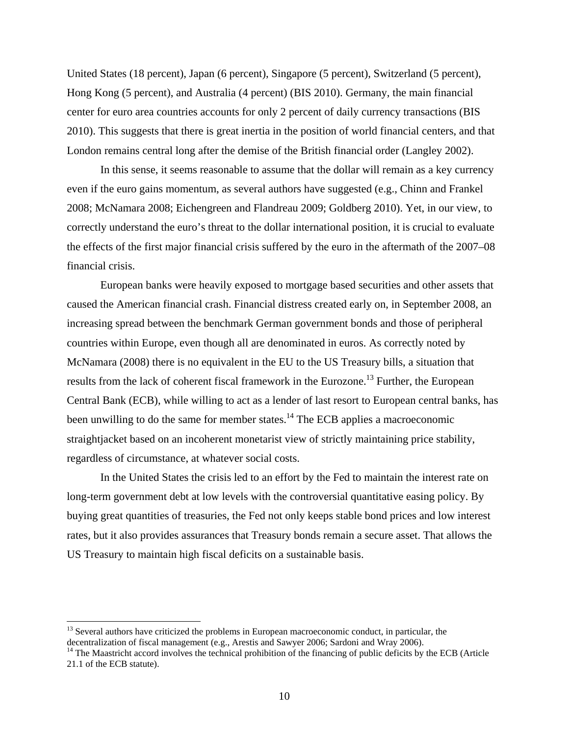United States (18 percent), Japan (6 percent), Singapore (5 percent), Switzerland (5 percent), Hong Kong (5 percent), and Australia (4 percent) (BIS 2010). Germany, the main financial center for euro area countries accounts for only 2 percent of daily currency transactions (BIS 2010). This suggests that there is great inertia in the position of world financial centers, and that London remains central long after the demise of the British financial order (Langley 2002).

In this sense, it seems reasonable to assume that the dollar will remain as a key currency even if the euro gains momentum, as several authors have suggested (e.g., Chinn and Frankel 2008; McNamara 2008; Eichengreen and Flandreau 2009; Goldberg 2010). Yet, in our view, to correctly understand the euro's threat to the dollar international position, it is crucial to evaluate the effects of the first major financial crisis suffered by the euro in the aftermath of the 2007–08 financial crisis.

European banks were heavily exposed to mortgage based securities and other assets that caused the American financial crash. Financial distress created early on, in September 2008, an increasing spread between the benchmark German government bonds and those of peripheral countries within Europe, even though all are denominated in euros. As correctly noted by McNamara (2008) there is no equivalent in the EU to the US Treasury bills, a situation that results from the lack of coherent fiscal framework in the Eurozone.[13] Further, the European Central Bank (ECB), while willing to act as a lender of last resort to European central banks, has been unwilling to do the same for member states.[14] The ECB applies a macroeconomic straightjacket based on an incoherent monetarist view of strictly maintaining price stability, regardless of circumstance, at whatever social costs.

In the United States the crisis led to an effort by the Fed to maintain the interest rate on long-term government debt at low levels with the controversial quantitative easing policy. By buying great quantities of treasuries, the Fed not only keeps stable bond prices and low interest rates, but it also provides assurances that Treasury bonds remain a secure asset. That allows the US Treasury to maintain high fiscal deficits on a sustainable basis.

---

[13] Several authors have criticized the problems in European macroeconomic conduct, in particular, the decentralization of fiscal management (e.g., Arestis and Sawyer 2006; Sardoni and Wray 2006).

[14] The Maastricht accord involves the technical prohibition of the financing of public deficits by the ECB (Article 21.1 of the ECB statute).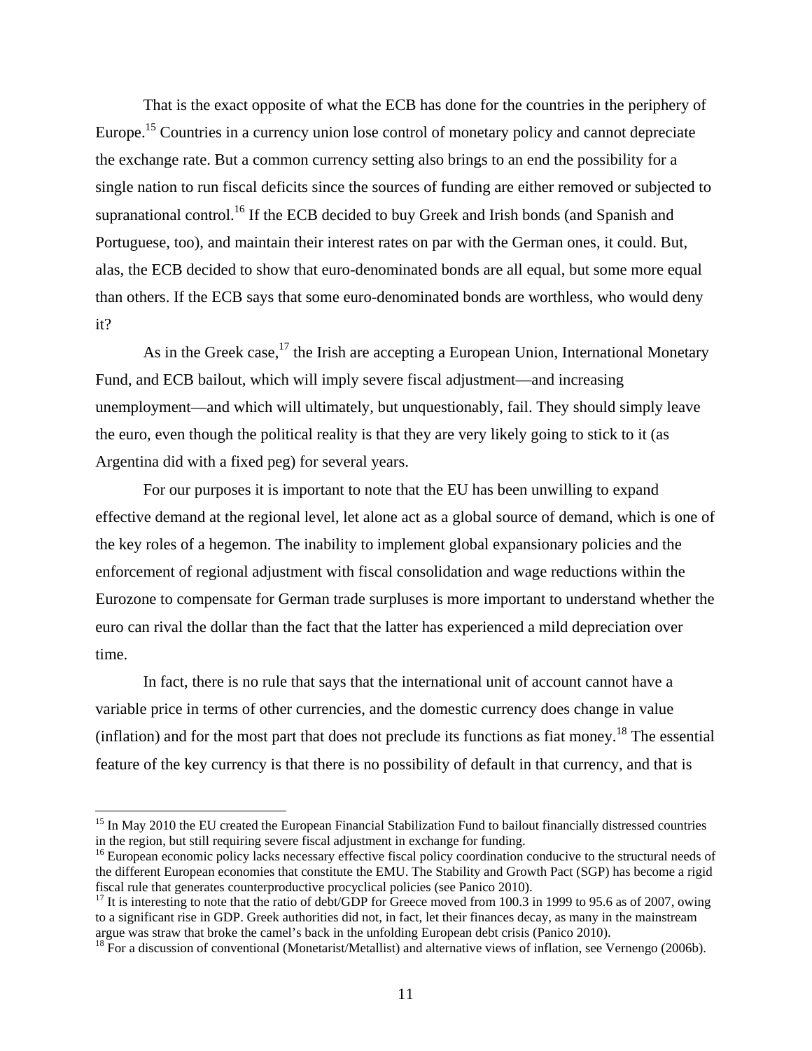That is the exact opposite of what the ECB has done for the countries in the periphery of Europe.[15] Countries in a currency union lose control of monetary policy and cannot depreciate the exchange rate. But a common currency setting also brings to an end the possibility for a single nation to run fiscal deficits since the sources of funding are either removed or subjected to supranational control.[16] If the ECB decided to buy Greek and Irish bonds (and Spanish and Portuguese, too), and maintain their interest rates on par with the German ones, it could. But, alas, the ECB decided to show that euro-denominated bonds are all equal, but some more equal than others. If the ECB says that some euro-denominated bonds are worthless, who would deny it?

As in the Greek case,[17] the Irish are accepting a European Union, International Monetary Fund, and ECB bailout, which will imply severe fiscal adjustment—and increasing unemployment—and which will ultimately, but unquestionably, fail. They should simply leave the euro, even though the political reality is that they are very likely going to stick to it (as Argentina did with a fixed peg) for several years.

For our purposes it is important to note that the EU has been unwilling to expand effective demand at the regional level, let alone act as a global source of demand, which is one of the key roles of a hegemon. The inability to implement global expansionary policies and the enforcement of regional adjustment with fiscal consolidation and wage reductions within the Eurozone to compensate for German trade surpluses is more important to understand whether the euro can rival the dollar than the fact that the latter has experienced a mild depreciation over time.

In fact, there is no rule that says that the international unit of account cannot have a variable price in terms of other currencies, and the domestic currency does change in value (inflation) and for the most part that does not preclude its functions as fiat money.[18] The essential feature of the key currency is that there is no possibility of default in that currency, and that is

[15] In May 2010 the EU created the European Financial Stabilization Fund to bailout financially distressed countries in the region, but still requiring severe fiscal adjustment in exchange for funding.

[16] European economic policy lacks necessary effective fiscal policy coordination conducive to the structural needs of the different European economies that constitute the EMU. The Stability and Growth Pact (SGP) has become a rigid fiscal rule that generates counterproductive procyclical policies (see Panico 2010).

[17] It is interesting to note that the ratio of debt/GDP for Greece moved from 100.3 in 1999 to 95.6 as of 2007, owing to a significant rise in GDP. Greek authorities did not, in fact, let their finances decay, as many in the mainstream argue was straw that broke the camel's back in the unfolding European debt crisis (Panico 2010).

[18] For a discussion of conventional (Monetarist/Metallist) and alternative views of inflation, see Vernengo (2006b).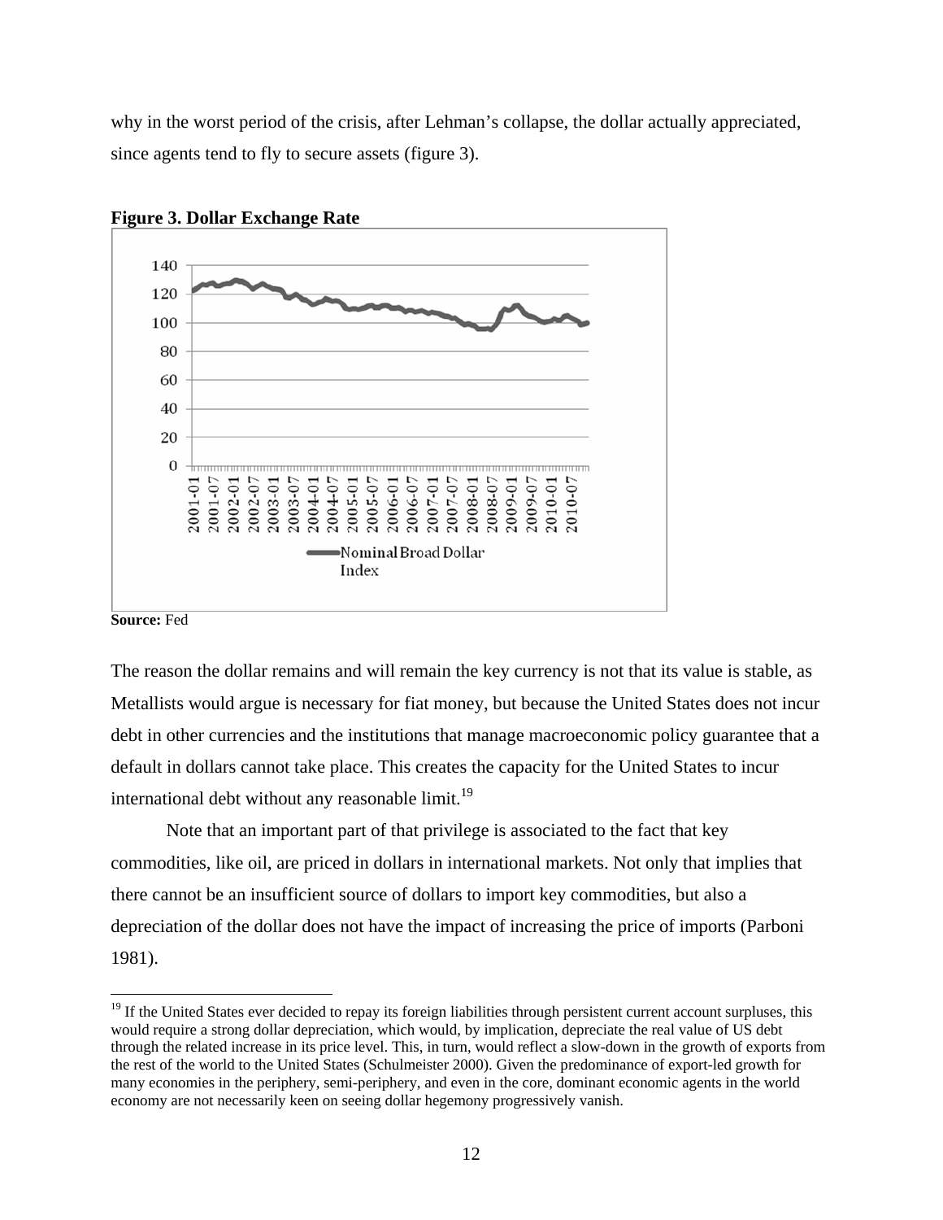why in the worst period of the crisis, after Lehman's collapse, the dollar actually appreciated, since agents tend to fly to secure assets (figure 3).

**Figure 3. Dollar Exchange Rate**

**Source:** Fed

The reason the dollar remains and will remain the key currency is not that its value is stable, as Metallists would argue is necessary for fiat money, but because the United States does not incur debt in other currencies and the institutions that manage macroeconomic policy guarantee that a default in dollars cannot take place. This creates the capacity for the United States to incur international debt without any reasonable limit.[19]

Note that an important part of that privilege is associated to the fact that key commodities, like oil, are priced in dollars in international markets. Not only that implies that there cannot be an insufficient source of dollars to import key commodities, but also a depreciation of the dollar does not have the impact of increasing the price of imports (Parboni 1981).

[19] If the United States ever decided to repay its foreign liabilities through persistent current account surpluses, this would require a strong dollar depreciation, which would, by implication, depreciate the real value of US debt through the related increase in its price level. This, in turn, would reflect a slow-down in the growth of exports from the rest of the world to the United States (Schulmeister 2000). Given the predominance of export-led growth for many economies in the periphery, semi-periphery, and even in the core, dominant economic agents in the world economy are not necessarily keen on seeing dollar hegemony progressively vanish.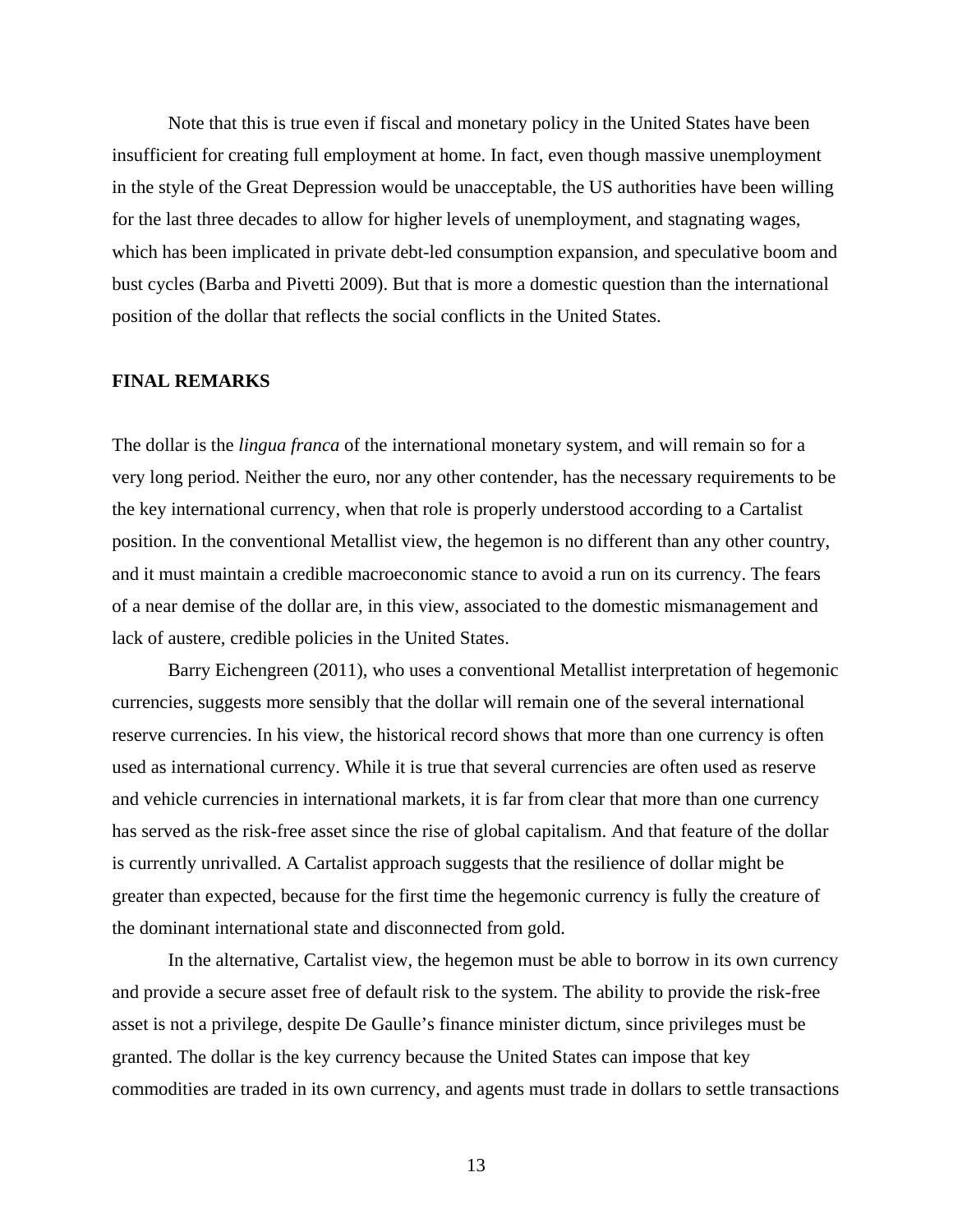Note that this is true even if fiscal and monetary policy in the United States have been insufficient for creating full employment at home. In fact, even though massive unemployment in the style of the Great Depression would be unacceptable, the US authorities have been willing for the last three decades to allow for higher levels of unemployment, and stagnating wages, which has been implicated in private debt-led consumption expansion, and speculative boom and bust cycles (Barba and Pivetti 2009). But that is more a domestic question than the international position of the dollar that reflects the social conflicts in the United States.

## FINAL REMARKS

The dollar is the *lingua franca* of the international monetary system, and will remain so for a very long period. Neither the euro, nor any other contender, has the necessary requirements to be the key international currency, when that role is properly understood according to a Cartalist position. In the conventional Metallist view, the hegemon is no different than any other country, and it must maintain a credible macroeconomic stance to avoid a run on its currency. The fears of a near demise of the dollar are, in this view, associated to the domestic mismanagement and lack of austere, credible policies in the United States.

Barry Eichengreen (2011), who uses a conventional Metallist interpretation of hegemonic currencies, suggests more sensibly that the dollar will remain one of the several international reserve currencies. In his view, the historical record shows that more than one currency is often used as international currency. While it is true that several currencies are often used as reserve and vehicle currencies in international markets, it is far from clear that more than one currency has served as the risk-free asset since the rise of global capitalism. And that feature of the dollar is currently unrivalled. A Cartalist approach suggests that the resilience of dollar might be greater than expected, because for the first time the hegemonic currency is fully the creature of the dominant international state and disconnected from gold.

In the alternative, Cartalist view, the hegemon must be able to borrow in its own currency and provide a secure asset free of default risk to the system. The ability to provide the risk-free asset is not a privilege, despite De Gaulle's finance minister dictum, since privileges must be granted. The dollar is the key currency because the United States can impose that key commodities are traded in its own currency, and agents must trade in dollars to settle transactions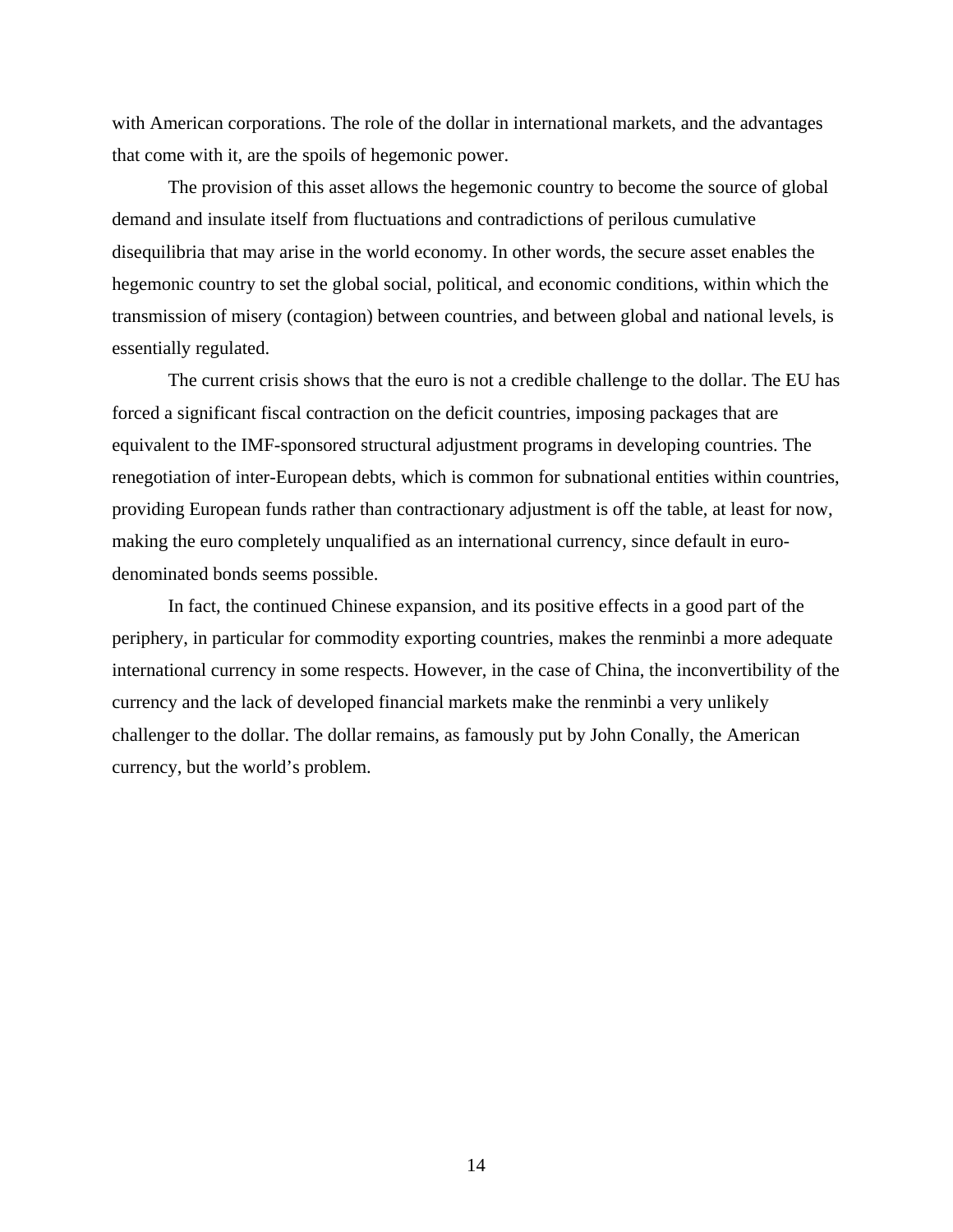with American corporations. The role of the dollar in international markets, and the advantages that come with it, are the spoils of hegemonic power.

The provision of this asset allows the hegemonic country to become the source of global demand and insulate itself from fluctuations and contradictions of perilous cumulative disequilibria that may arise in the world economy. In other words, the secure asset enables the hegemonic country to set the global social, political, and economic conditions, within which the transmission of misery (contagion) between countries, and between global and national levels, is essentially regulated.

The current crisis shows that the euro is not a credible challenge to the dollar. The EU has forced a significant fiscal contraction on the deficit countries, imposing packages that are equivalent to the IMF-sponsored structural adjustment programs in developing countries. The renegotiation of inter-European debts, which is common for subnational entities within countries, providing European funds rather than contractionary adjustment is off the table, at least for now, making the euro completely unqualified as an international currency, since default in euro-denominated bonds seems possible.

In fact, the continued Chinese expansion, and its positive effects in a good part of the periphery, in particular for commodity exporting countries, makes the renminbi a more adequate international currency in some respects. However, in the case of China, the inconvertibility of the currency and the lack of developed financial markets make the renminbi a very unlikely challenger to the dollar. The dollar remains, as famously put by John Conally, the American currency, but the world's problem.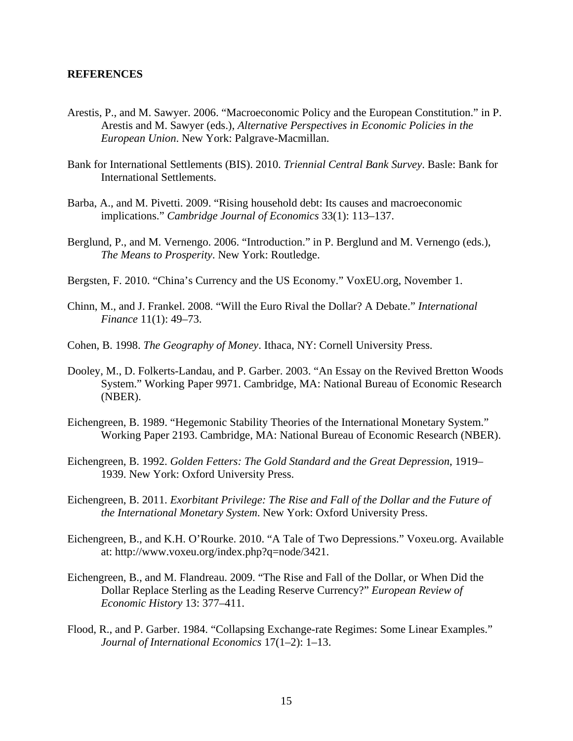**REFERENCES**

Arestis, P., and M. Sawyer. 2006. "Macroeconomic Policy and the European Constitution." in P. Arestis and M. Sawyer (eds.), *Alternative Perspectives in Economic Policies in the European Union*. New York: Palgrave-Macmillan.

Bank for International Settlements (BIS). 2010. *Triennial Central Bank Survey*. Basle: Bank for International Settlements.

Barba, A., and M. Pivetti. 2009. "Rising household debt: Its causes and macroeconomic implications." *Cambridge Journal of Economics* 33(1): 113–137.

Berglund, P., and M. Vernengo. 2006. "Introduction." in P. Berglund and M. Vernengo (eds.), *The Means to Prosperity*. New York: Routledge.

Bergsten, F. 2010. "China's Currency and the US Economy." VoxEU.org, November 1.

Chinn, M., and J. Frankel. 2008. "Will the Euro Rival the Dollar? A Debate." *International Finance* 11(1): 49–73.

Cohen, B. 1998. *The Geography of Money*. Ithaca, NY: Cornell University Press.

Dooley, M., D. Folkerts-Landau, and P. Garber. 2003. "An Essay on the Revived Bretton Woods System." Working Paper 9971. Cambridge, MA: National Bureau of Economic Research (NBER).

Eichengreen, B. 1989. "Hegemonic Stability Theories of the International Monetary System." Working Paper 2193. Cambridge, MA: National Bureau of Economic Research (NBER).

Eichengreen, B. 1992. *Golden Fetters: The Gold Standard and the Great Depression*, 1919–1939. New York: Oxford University Press.

Eichengreen, B. 2011. *Exorbitant Privilege: The Rise and Fall of the Dollar and the Future of the International Monetary System*. New York: Oxford University Press.

Eichengreen, B., and K.H. O'Rourke. 2010. "A Tale of Two Depressions." Voxeu.org. Available at: http://www.voxeu.org/index.php?q=node/3421.

Eichengreen, B., and M. Flandreau. 2009. "The Rise and Fall of the Dollar, or When Did the Dollar Replace Sterling as the Leading Reserve Currency?" *European Review of Economic History* 13: 377–411.

Flood, R., and P. Garber. 1984. "Collapsing Exchange-rate Regimes: Some Linear Examples." *Journal of International Economics* 17(1–2): 1–13.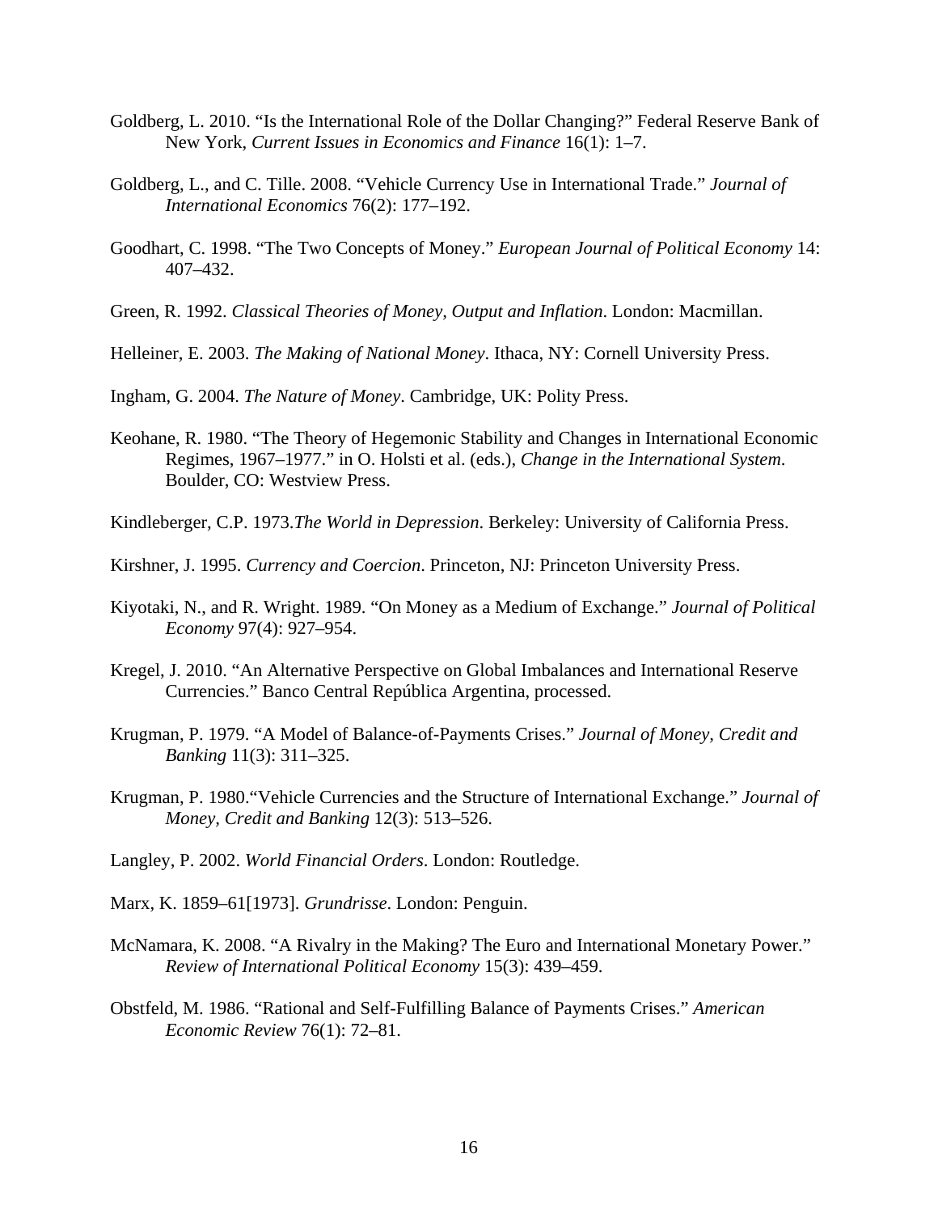Goldberg, L. 2010. "Is the International Role of the Dollar Changing?" Federal Reserve Bank of New York, *Current Issues in Economics and Finance* 16(1): 1–7.

Goldberg, L., and C. Tille. 2008. "Vehicle Currency Use in International Trade." *Journal of International Economics* 76(2): 177–192.

Goodhart, C. 1998. "The Two Concepts of Money." *European Journal of Political Economy* 14: 407–432.

Green, R. 1992. *Classical Theories of Money, Output and Inflation*. London: Macmillan.

Helleiner, E. 2003. *The Making of National Money*. Ithaca, NY: Cornell University Press.

Ingham, G. 2004. *The Nature of Money*. Cambridge, UK: Polity Press.

Keohane, R. 1980. "The Theory of Hegemonic Stability and Changes in International Economic Regimes, 1967–1977." in O. Holsti et al. (eds.), *Change in the International System*. Boulder, CO: Westview Press.

Kindleberger, C.P. 1973.*The World in Depression*. Berkeley: University of California Press.

Kirshner, J. 1995. *Currency and Coercion*. Princeton, NJ: Princeton University Press.

Kiyotaki, N., and R. Wright. 1989. "On Money as a Medium of Exchange." *Journal of Political Economy* 97(4): 927–954.

Kregel, J. 2010. "An Alternative Perspective on Global Imbalances and International Reserve Currencies." Banco Central República Argentina, processed.

Krugman, P. 1979. "A Model of Balance-of-Payments Crises." *Journal of Money, Credit and Banking* 11(3): 311–325.

Krugman, P. 1980."Vehicle Currencies and the Structure of International Exchange." *Journal of Money, Credit and Banking* 12(3): 513–526.

Langley, P. 2002. *World Financial Orders*. London: Routledge.

Marx, K. 1859–61[1973]. *Grundrisse*. London: Penguin.

McNamara, K. 2008. "A Rivalry in the Making? The Euro and International Monetary Power." *Review of International Political Economy* 15(3): 439–459.

Obstfeld, M. 1986. "Rational and Self-Fulfilling Balance of Payments Crises." *American Economic Review* 76(1): 72–81.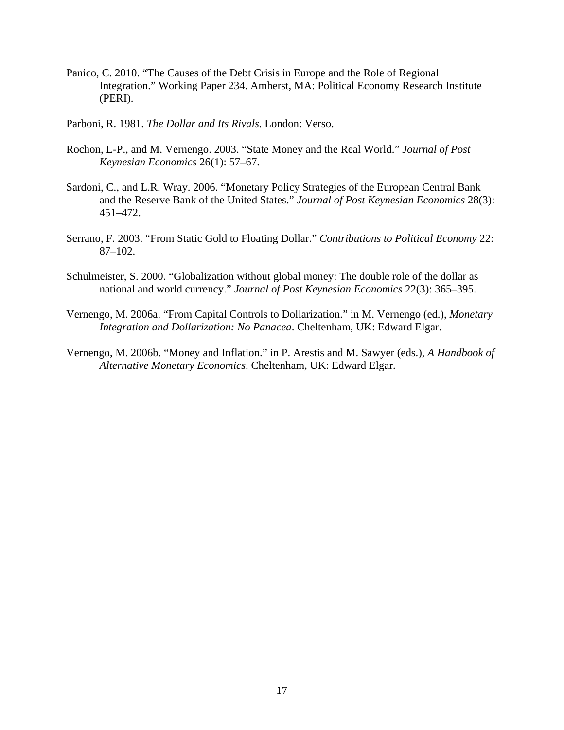Panico, C. 2010. “The Causes of the Debt Crisis in Europe and the Role of Regional Integration.” Working Paper 234. Amherst, MA: Political Economy Research Institute (PERI).

Parboni, R. 1981. *The Dollar and Its Rivals*. London: Verso.

Rochon, L-P., and M. Vernengo. 2003. “State Money and the Real World.” *Journal of Post Keynesian Economics* 26(1): 57–67.

Sardoni, C., and L.R. Wray. 2006. “Monetary Policy Strategies of the European Central Bank and the Reserve Bank of the United States.” *Journal of Post Keynesian Economics* 28(3): 451–472.

Serrano, F. 2003. “From Static Gold to Floating Dollar.” *Contributions to Political Economy* 22: 87–102.

Schulmeister, S. 2000. “Globalization without global money: The double role of the dollar as national and world currency.” *Journal of Post Keynesian Economics* 22(3): 365–395.

Vernengo, M. 2006a. “From Capital Controls to Dollarization.” in M. Vernengo (ed.), *Monetary Integration and Dollarization: No Panacea*. Cheltenham, UK: Edward Elgar.

Vernengo, M. 2006b. “Money and Inflation.” in P. Arestis and M. Sawyer (eds.), *A Handbook of Alternative Monetary Economics*. Cheltenham, UK: Edward Elgar.